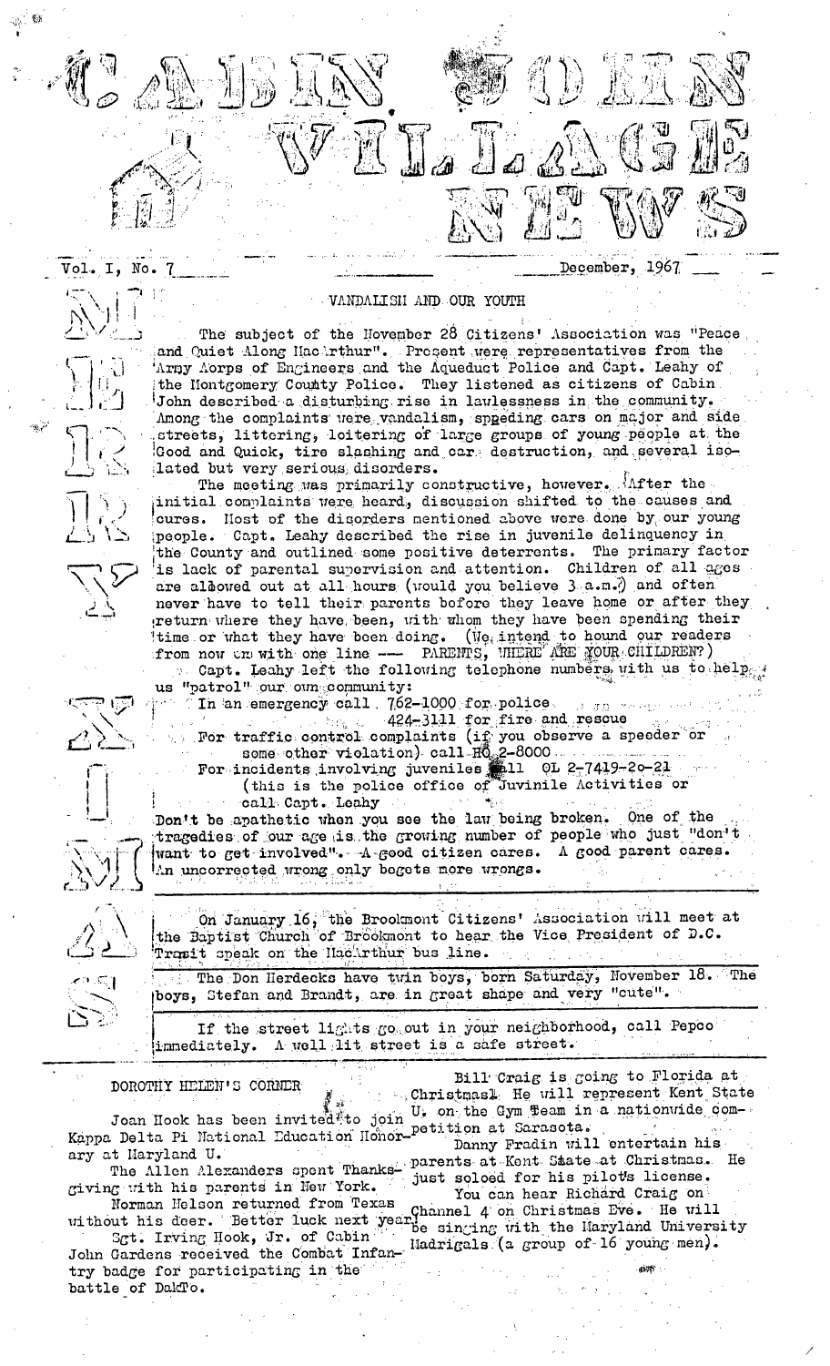# CABIN JOHN VILLAGE NEWS

Vol. I, No. 7 — December, 1967

## VANDALISM AND OUR YOUTH

The subject of the November 28 Citizens' Association was "Peace and Quiet Along MacArthur". Present were representatives from the Army Aorps of Engineers and the Aqueduct Police and Capt. Leahy of the Montgomery County Police. They listened as citizens of Cabin John described a disturbing rise in lawlessness in the community. Among the complaints were vandalism, speeding cars on major and side streets, littering, loitering of large groups of young people at the Good and Quick, tire slashing and car destruction, and several isolated but very serious disorders.

The meeting was primarily constructive, however. After the initial complaints were heard, discussion shifted to the causes and cures. Most of the disorders mentioned above were done by our young people. Capt. Leahy described the rise in juvenile delinquency in the County and outlined some positive deterrents. The primary factor is lack of parental supervision and attention. Children of all ages are allowed out at all hours (would you believe 3 a.m.?) and often never have to tell their parents before they leave home or after they return where they have been, with whom they have been spending their time or what they have been doing. (We intend to hound our readers from now on with one line --- PARENTS, WHERE ARE YOUR CHILDREN?)

Capt. Leahy left the following telephone numbers with us to help us "patrol" our own community:

In an emergency call 762-1000 for police
424-3111 for fire and rescue
For traffic control complaints (if you observe a speeder or some other violation) call HO 2-8000
For incidents involving juveniles call OL 2-7419-20-21 (this is the police office of Juvinile Activities or call Capt. Leahy

Don't be apathetic when you see the law being broken. One of the tragedies of our age is the growing number of people who just "don't want to get involved". A good citizen cares. A good parent cares. An uncorrected wrong only begets more wrongs.

On January 16, the Brookmont Citizens' Association will meet at the Baptist Church of Brookmont to hear the Vice President of D.C. Transit speak on the MacArthur bus line.

The Don Herdecks have twin boys, born Saturday, November 18. The boys, Stefan and Brandt, are in great shape and very "cute".

If the street lights go out in your neighborhood, call Pepco immediately. A well lit street is a safe street.

## DOROTHY HELEN'S CORNER

Joan Hook has been invited to join Kappa Delta Pi National Education Honorary at Maryland U.

The Allen Alexanders spent Thanksgiving with his parents in New York.

Norman Nelson returned from Texas without his deer. Better luck next year!

Sgt. Irving Hook, Jr. of Cabin John Gardens received the Combat Infantry badge for participating in the battle of DakTo.

Bill Craig is going to Florida at Christmas. He will represent Kent State U. on the Gym Team in a nationwide competition at Sarasota.

Danny Fradin will entertain his parents at Kent State at Christmas. He just soloed for his pilots license.

You can hear Richard Craig on Channel 4 on Christmas Eve. He will be singing with the Maryland University Madrigals (a group of 16 young men).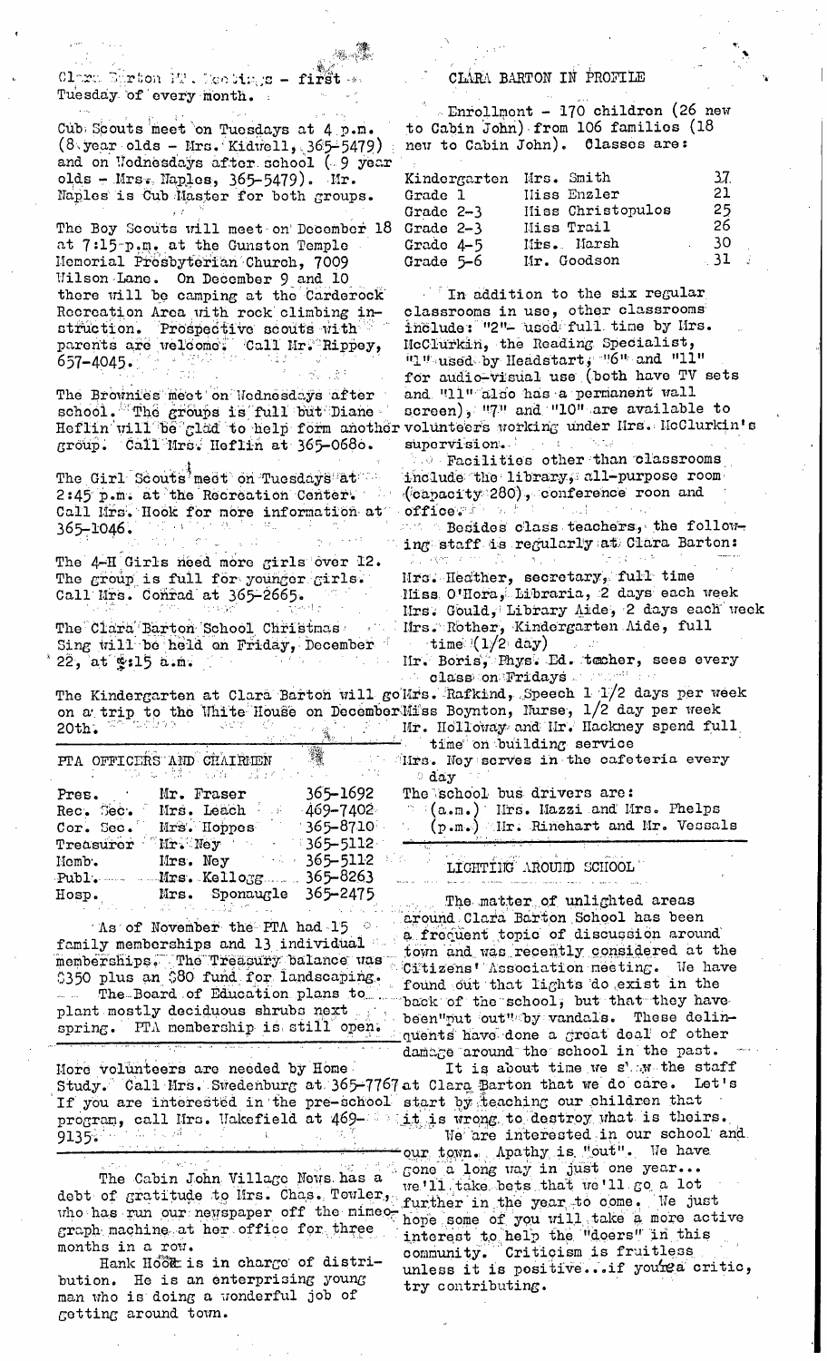Clara Barton PTA Meetings - first Tuesday of every month.

Cub Scouts meet on Tuesdays at 4 p.m. (8 year olds - Mrs. Kidwell, 365-5479) and on Wednesdays after school (9 year olds - Mrs. Naples, 365-5479). Mr. Naples is Cub Master for both groups.

The Boy Scouts will meet on December 18 at 7:15 p.m. at the Gunston Temple Memorial Presbyterian Church, 7009 Wilson Lane. On December 9 and 10 there will be camping at the Carderock Recreation Area with rock climbing instruction. Prospective scouts with parents are welcome. Call Mr. Rippey, 657-4045.

The Brownies meet on Wednesdays after school. The groups is full but Diane Heflin will be glad to help form another group. Call Mrs. Heflin at 365-0680.

The Girl Scouts meet on Tuesdays at 2:45 p.m. at the Recreation Center. Call Mrs. Hook for more information at 365-1046.

The 4-H Girls need more girls over 12. The group is full for younger girls. Call Mrs. Conrad at 365-2665.

The Clara Barton School Christmas Sing will be held on Friday, December 22, at 9:15 a.m.

The Kindergarten at Clara Barton will go on a trip to the White House on December 20th.

## PTA OFFICERS AND CHAIRMEN

| | | |
|---|---|---|
| Pres. | Mr. Fraser | 365-1692 |
| Rec. Sec. | Mrs. Leach | 469-7402 |
| Cor. Sec. | Mrs. Hoppes | 365-8710 |
| Treasurer | Mr. Ney | 365-5112 |
| Memb. | Mrs. Ney | 365-5112 |
| Publ. | Mrs. Kellogg | 365-8263 |
| Hosp. | Mrs. Sponaugle | 365-2475 |

As of November the PTA had 15 family memberships and 13 individual memberships. The Treasury balance was $350 plus an $80 fund for landscaping. The Board of Education plans to plant mostly deciduous shrubs next spring. PTA membership is still open.

More volunteers are needed by Home Study. Call Mrs. Swedenburg at 365-7767. If you are interested in the pre-school program, call Mrs. Wakefield at 469-9135.

The Cabin John Village News has a debt of gratitude to Mrs. Chas. Towler, who has run our newspaper off the mimeograph machine at her office for three months in a row.

Hank Hook is in charge of distribution. He is an enterprising young man who is doing a wonderful job of getting around town.

## CLARA BARTON IN PROFILE

Enrollment - 170 children (26 new to Cabin John) from 106 families (18 new to Cabin John). Classes are:

| | | |
|---|---|---|
| Kindergarten | Mrs. Smith | 37 |
| Grade 1 | Miss Enzler | 21 |
| Grade 2-3 | Miss Christopulos | 25 |
| Grade 2-3 | Miss Trail | 26 |
| Grade 4-5 | Mrs. Marsh | 30 |
| Grade 5-6 | Mr. Goodson | 31 |

In addition to the six regular classrooms in use, other classrooms include: "2"- used full time by Mrs. McClurkin, the Reading Specialist, "1" used by Headstart, "6" and "11" for audio-visual use (both have TV sets and "11" also has a permanent wall screen), "7" and "10" are available to volunteers working under Mrs. McClurkin's supervision.

Facilities other than classrooms include the library, all-purpose room (capacity 280), conference room and office.

Besides class teachers, the following staff is regularly at Clara Barton:

Mrs. Heather, secretary, full time
Miss O'Hora, Librarian, 2 days each week
Mrs. Gould, Library Aide, 2 days each week
Mrs. Rother, Kindergarten Aide, full time (1/2 day)
Mr. Boris, Phys. Ed. teacher, sees every class on Fridays
Mrs. Rafkind, Speech 1 1/2 days per week
Miss Boynton, Nurse, 1/2 day per week
Mr. Holloway and Mr. Hackney spend full time on building service
Mrs. Ney serves in the cafeteria every day

The school bus drivers are:
(a.m.) Mrs. Mazzi and Mrs. Phelps
(p.m.) Mr. Rinehart and Mr. Vessels

## LIGHTING AROUND SCHOOL

The matter of unlighted areas around Clara Barton School has been a frequent topic of discussion around town and was recently considered at the Citizens' Association meeting. We have found out that lights do exist in the back of the school, but that they have been "put out" by vandals. These delinquents have done a great deal of other damage around the school in the past.

It is about time we show the staff at Clara Barton that we do care. Let's start by teaching our children that it is wrong to destroy what is theirs.

We are interested in our school and our town. Apathy is "out". We have gone a long way in just one year... we'll take bets that we'll go a lot further in the year to come. We just hope some of you will take a more active interest to help the "doers" in this community. Criticism is fruitless unless it is positive...if you're a critic, try contributing.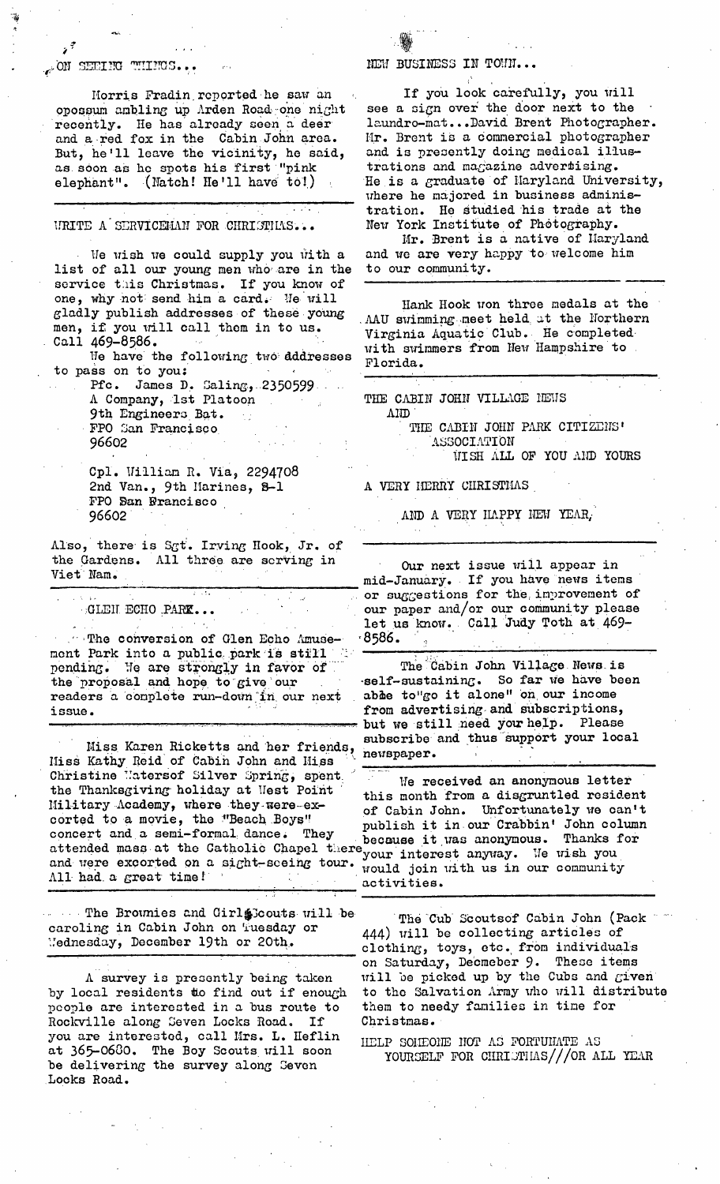## ON SEEING THINGS...

Morris Fradin reported he saw an opossum ambling up Arden Road one night recently. He has already seen a deer and a red fox in the Cabin John area. But, he'll leave the vicinity, he said, as soon as he spots his first "pink elephant". (Watch! He'll have to!)

---

## WRITE A SERVICEMAN FOR CHRISTMAS...

We wish we could supply you with a list of all our young men who are in the service this Christmas. If you know of one, why not send him a card. We will gladly publish addresses of these young men, if you will call them in to us. Call 469-8586.

We have the following two addresses to pass on to you:

Pfc. James D. Saling, 2350599
A Company, 1st Platoon
9th Engineers Bat.
FPO San Francisco
96602

Cpl. William R. Via, 2294708
2nd Van., 9th Marines, 8-1
FPO San Francisco
96602

Also, there is Sgt. Irving Hook, Jr. of the Gardens. All three are serving in Viet Nam.

---

## GLEN ECHO PARK...

The conversion of Glen Echo Amusement Park into a public park is still pending. We are strongly in favor of the proposal and hope to give our readers a complete run-down in our next issue.

---

Miss Karen Ricketts and her friends, Miss Kathy Reid of Cabin John and Miss Christine Watersof Silver Spring, spent the Thanksgiving holiday at West Point Military Academy, where they were escorted to a movie, the "Beach Boys" concert and a semi-formal dance. They attended mass at the Catholic Chapel there and were excorted on a sight-seeing tour. All had a great time!

---

The Brownies and Girl Scouts will be caroling in Cabin John on Tuesday or Wednesday, December 19th or 20th.

---

A survey is presently being taken by local residents to find out if enough people are interested in a bus route to Rockville along Seven Locks Road. If you are interested, call Mrs. L. Heflin at 365-0680. The Boy Scouts will soon be delivering the survey along Seven Locks Road.

---

## NEW BUSINESS IN TOWN...

If you look carefully, you will see a sign over the door next to the laundro-mat...David Brent Photographer. Mr. Brent is a commercial photographer and is presently doing medical illustrations and magazine advertising. He is a graduate of Maryland University, where he majored in business administration. He studied his trade at the New York Institute of Photography.

Mr. Brent is a native of Maryland and we are very happy to welcome him to our community.

---

Hank Hook won three medals at the AAU swimming meet held at the Northern Virginia Aquatic Club. He completed with swimmers from New Hampshire to Florida.

---

THE CABIN JOHN VILLAGE NEWS
AND
THE CABIN JOHN PARK CITIZENS' ASSOCIATION
WISH ALL OF YOU AND YOURS

A VERY MERRY CHRISTMAS

AND A VERY HAPPY NEW YEAR,

---

Our next issue will appear in mid-January. If you have news items or suggestions for the improvement of our paper and/or our community please let us know. Call Judy Toth at 469-8586.

---

The Cabin John Village News is self-sustaining. So far we have been able to"go it alone" on our income from advertising and subscriptions, but we still need your help. Please subscribe and thus support your local newspaper.

---

We received an anonymous letter this month from a disgruntled resident of Cabin John. Unfortunately we can't publish it in our Crabbin' John column because it was anonymous. Thanks for your interest anyway. We wish you would join with us in our community activities.

---

The Cub Scoutsof Cabin John (Pack 444) will be collecting articles of clothing, toys, etc. from individuals on Saturday, Decemeber 9. These items will be picked up by the Cubs and given to the Salvation Army who will distribute them to needy families in time for Christmas.

HELP SOMEONE NOT AS FORTUNATE AS YOURSELF FOR CHRISTMAS///OR ALL YEAR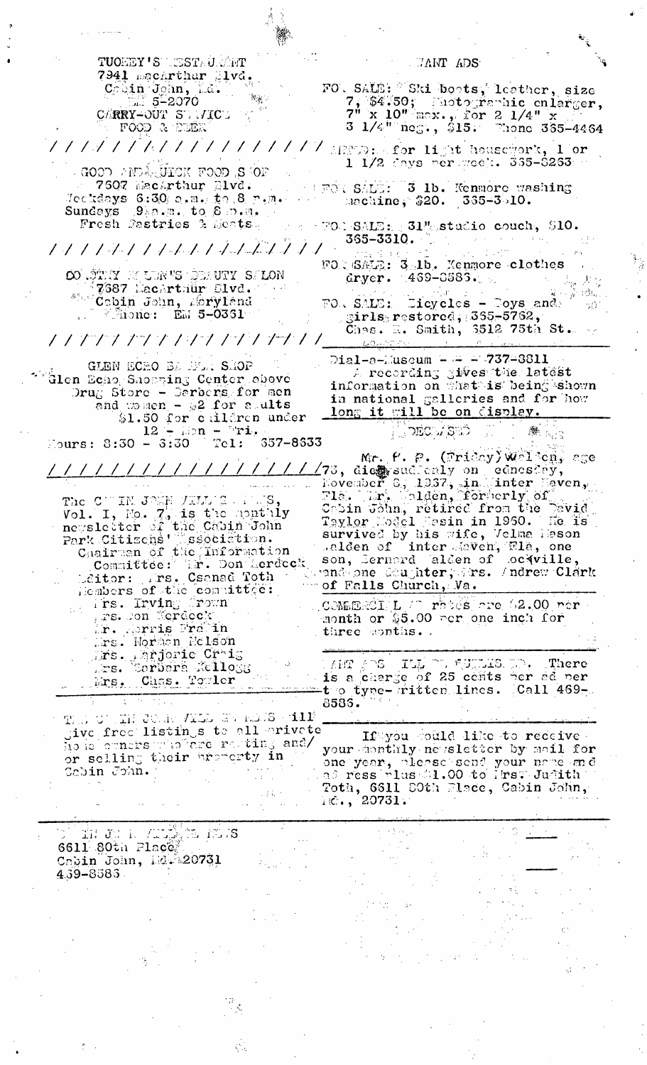TUOHEY'S RESTAURANT
7941 MacArthur Blvd.
Cabin John, Md.
EM 5-2070
CARRY-OUT SERVICE
FOOD & BEER

/ / / / / / / / / / / / / / / / / /

GOOD AND QUICK FOOD SHOP
7607 MacArthur Blvd.
Weekdays 6:30 a.m. to 8 p.m.
Sundays 9 a.m. to 8 p.m.
Fresh Pastries & Meats

/ / / / / / / / / / / / / / / / / /

DOROTHY MILLER'S BEAUTY SALON
7687 MacArthur Blvd.
Cabin John, Maryland
Phone: EM 5-0351

/ / / / / / / / / / / / / / / / / /

GLEN ECHO BARBER SHOP
Glen Echo Shopping Center above Drug Store - Barbers for men and women - $2 for adults
$1.50 for children under 12 - Mon - Fri.
Hours: 8:30 - 6:30 Tel: 657-8633

/ / / / / / / / / / / / / / / / / /

The CABIN JOHN VILLAGE NEWS, Vol. I, No. 7, is the monthly newsletter of the Cabin John Park Citizens' Association.
Chairman of the Information Committee: Mr. Don Merdeck
Editor: Mrs. Csanad Toth
Members of the committee:
Mrs. Irving Brown
Mrs. Don Merdeck
Mr. Morris Franklin
Mrs. Norman Nelson
Mrs. Marjorie Craig
Mrs. Barbara Kellogg
Mrs. Chas. Towler

THE CABIN JOHN VILLAGE NEWS will give free listings to all private home owners who are renting and/or selling their property in Cabin John.

CABIN JOHN VILLAGE NEWS
6611 80th Place
Cabin John, Md. 20731
469-8586

WANT ADS

FOR SALE: Ski boots, leather, size 7, $4.50; Photographic enlarger, 7" x 10" max., for 2 1/4" x 3 1/4" neg., $15. Phone 365-4464

WANTED: for light housework, 1 or 1 1/2 days per week. 365-8263

FOR SALE: 3 lb. Kenmore washing machine, $20. 365-3310.

FOR SALE: 31" studio couch, $10. 365-3310.

FOR SALE: 3 lb. Kenmore clothes dryer. 469-8586.

FOR SALE: Bicycles - boys and girls restored, 365-5762, Chas. R. Smith, 6512 75th St.

Dial-a-Museum - - - 737-8811
A recording gives the latest information on what is being shown in national galleries and for how long it will be on display.

DECEASED

Mr. F. P. (Friday) Walden, age 73, died suddenly on Wednesday, November 8, 1967, in Winter Haven, Fla. Mr. Walden, formerly of Cabin John, retired from the David Taylor Model Basin in 1960. He is survived by his wife, Velma Mason Walden of Winter Haven, Fla, one son, Bernard Walden of Rockville, and one daughter, Mrs. Andrew Clark of Falls Church, Va.

COMMERCIAL AD rates are $2.00 per month or $5.00 per one inch for three months.

WANT ADS WILL BE PUBLISHED. There is a charge of 25 cents per ad per two type-written lines. Call 469-8586.

If you would like to receive your monthly newsletter by mail for one year, please send your name and address plus $1.00 to Mrs. Judith Toth, 6611 80th Place, Cabin John, Md., 20731.